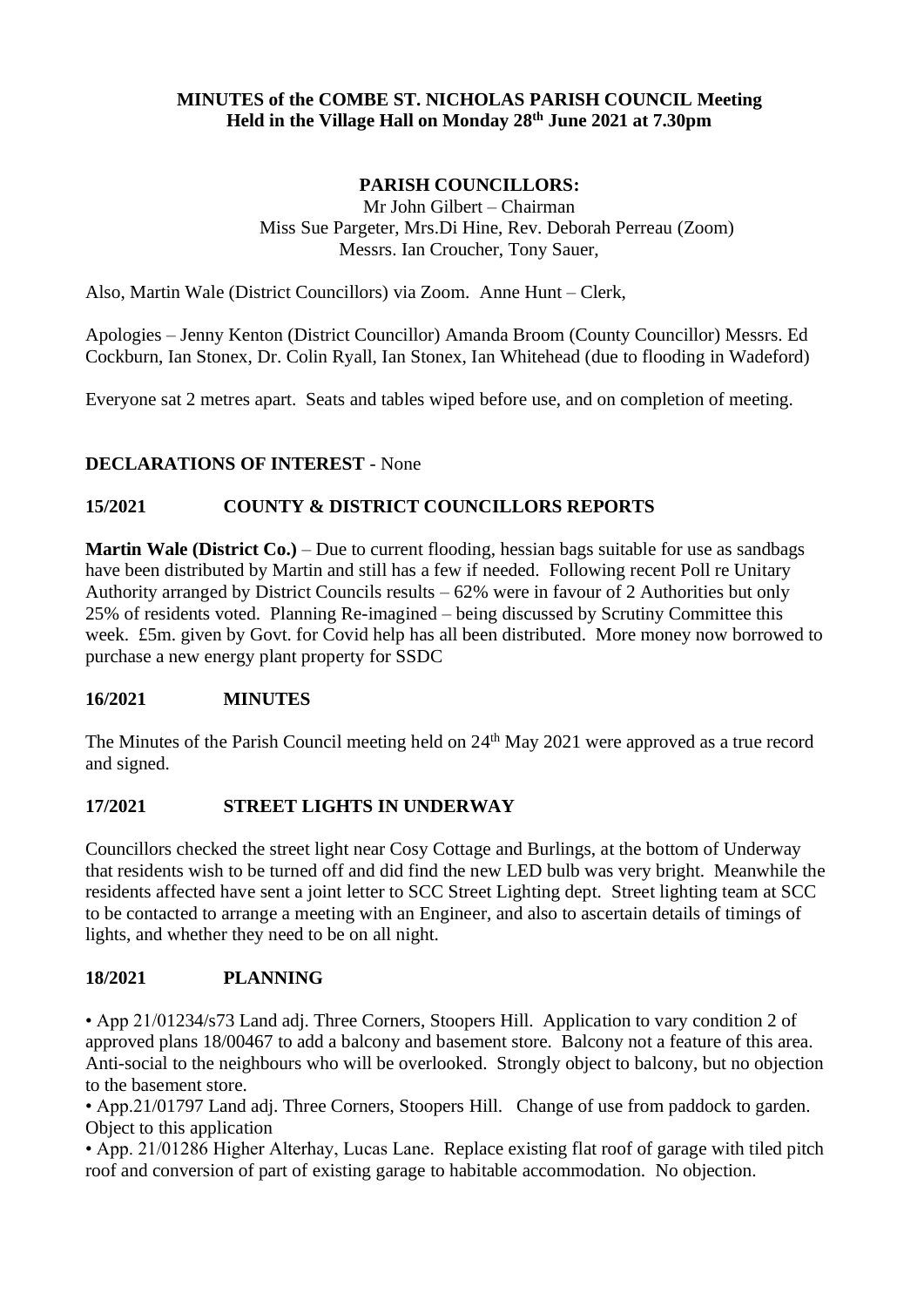**MINUTES of the COMBE ST. NICHOLAS PARISH COUNCIL Meeting**
**Held in the Village Hall on Monday 28th June 2021 at 7.30pm**

**PARISH COUNCILLORS:**

Mr John Gilbert – Chairman
Miss Sue Pargeter, Mrs.Di Hine, Rev. Deborah Perreau (Zoom)
Messrs. Ian Croucher, Tony Sauer,

Also, Martin Wale (District Councillors) via Zoom. Anne Hunt – Clerk,

Apologies – Jenny Kenton (District Councillor) Amanda Broom (County Councillor) Messrs. Ed Cockburn, Ian Stonex, Dr. Colin Ryall, Ian Stonex, Ian Whitehead (due to flooding in Wadeford)

Everyone sat 2 metres apart. Seats and tables wiped before use, and on completion of meeting.

**DECLARATIONS OF INTEREST** - None

**15/2021 COUNTY & DISTRICT COUNCILLORS REPORTS**

**Martin Wale (District Co.)** – Due to current flooding, hessian bags suitable for use as sandbags have been distributed by Martin and still has a few if needed. Following recent Poll re Unitary Authority arranged by District Councils results – 62% were in favour of 2 Authorities but only 25% of residents voted. Planning Re-imagined – being discussed by Scrutiny Committee this week. £5m. given by Govt. for Covid help has all been distributed. More money now borrowed to purchase a new energy plant property for SSDC

**16/2021 MINUTES**

The Minutes of the Parish Council meeting held on 24th May 2021 were approved as a true record and signed.

**17/2021 STREET LIGHTS IN UNDERWAY**

Councillors checked the street light near Cosy Cottage and Burlings, at the bottom of Underway that residents wish to be turned off and did find the new LED bulb was very bright. Meanwhile the residents affected have sent a joint letter to SCC Street Lighting dept. Street lighting team at SCC to be contacted to arrange a meeting with an Engineer, and also to ascertain details of timings of lights, and whether they need to be on all night.

**18/2021 PLANNING**

- App 21/01234/s73 Land adj. Three Corners, Stoopers Hill. Application to vary condition 2 of approved plans 18/00467 to add a balcony and basement store. Balcony not a feature of this area. Anti-social to the neighbours who will be overlooked. Strongly object to balcony, but no objection to the basement store.
- App.21/01797 Land adj. Three Corners, Stoopers Hill. Change of use from paddock to garden. Object to this application
- App. 21/01286 Higher Alterhay, Lucas Lane. Replace existing flat roof of garage with tiled pitch roof and conversion of part of existing garage to habitable accommodation. No objection.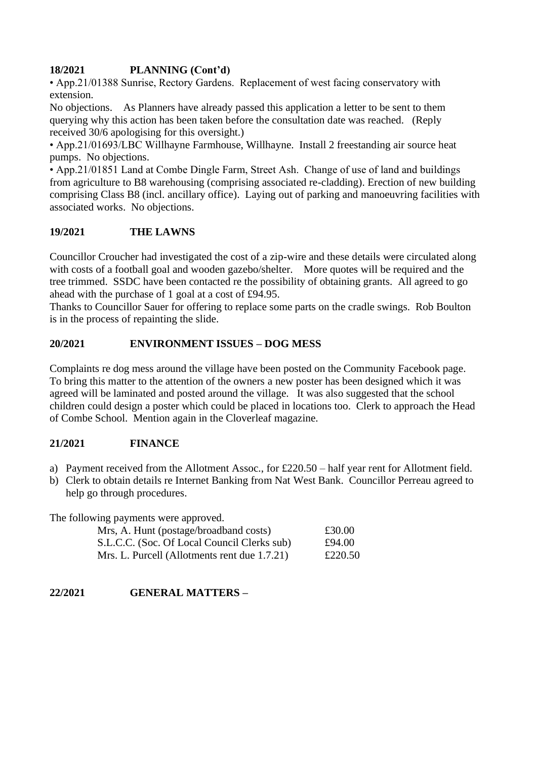**18/2021 PLANNING (Cont'd)**

• App.21/01388 Sunrise, Rectory Gardens. Replacement of west facing conservatory with extension.

No objections. As Planners have already passed this application a letter to be sent to them querying why this action has been taken before the consultation date was reached. (Reply received 30/6 apologising for this oversight.)

• App.21/01693/LBC Willhayne Farmhouse, Willhayne. Install 2 freestanding air source heat pumps. No objections.

• App.21/01851 Land at Combe Dingle Farm, Street Ash. Change of use of land and buildings from agriculture to B8 warehousing (comprising associated re-cladding). Erection of new building comprising Class B8 (incl. ancillary office). Laying out of parking and manoeuvring facilities with associated works. No objections.

**19/2021 THE LAWNS**

Councillor Croucher had investigated the cost of a zip-wire and these details were circulated along with costs of a football goal and wooden gazebo/shelter. More quotes will be required and the tree trimmed. SSDC have been contacted re the possibility of obtaining grants. All agreed to go ahead with the purchase of 1 goal at a cost of £94.95.

Thanks to Councillor Sauer for offering to replace some parts on the cradle swings. Rob Boulton is in the process of repainting the slide.

**20/2021 ENVIRONMENT ISSUES – DOG MESS**

Complaints re dog mess around the village have been posted on the Community Facebook page. To bring this matter to the attention of the owners a new poster has been designed which it was agreed will be laminated and posted around the village. It was also suggested that the school children could design a poster which could be placed in locations too. Clerk to approach the Head of Combe School. Mention again in the Cloverleaf magazine.

**21/2021 FINANCE**

a) Payment received from the Allotment Assoc., for £220.50 – half year rent for Allotment field.
b) Clerk to obtain details re Internet Banking from Nat West Bank. Councillor Perreau agreed to help go through procedures.

The following payments were approved.

| | |
|---|---|
| Mrs, A. Hunt (postage/broadband costs) | £30.00 |
| S.L.C.C. (Soc. Of Local Council Clerks sub) | £94.00 |
| Mrs. L. Purcell (Allotments rent due 1.7.21) | £220.50 |

**22/2021 GENERAL MATTERS –**